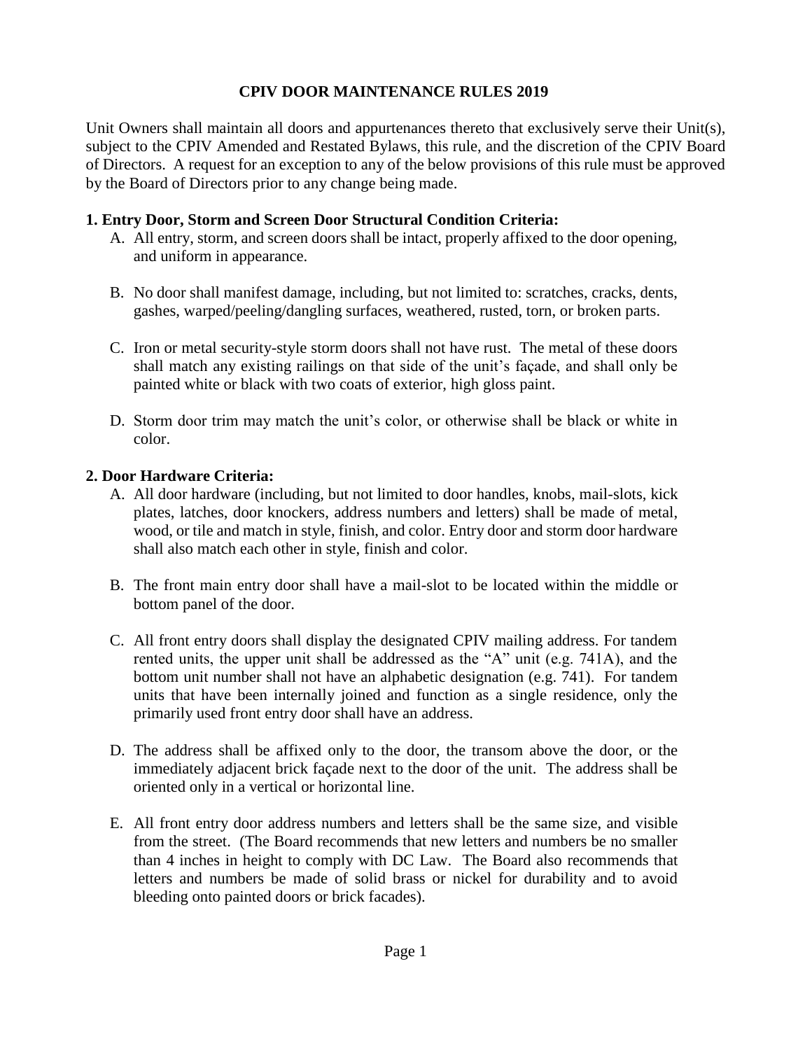# CPIV DOOR MAINTENANCE RULES 2019

Unit Owners shall maintain all doors and appurtenances thereto that exclusively serve their Unit(s), subject to the CPIV Amended and Restated Bylaws, this rule, and the discretion of the CPIV Board of Directors. A request for an exception to any of the below provisions of this rule must be approved by the Board of Directors prior to any change being made.

## 1. Entry Door, Storm and Screen Door Structural Condition Criteria:

A. All entry, storm, and screen doors shall be intact, properly affixed to the door opening, and uniform in appearance.

B. No door shall manifest damage, including, but not limited to: scratches, cracks, dents, gashes, warped/peeling/dangling surfaces, weathered, rusted, torn, or broken parts.

C. Iron or metal security-style storm doors shall not have rust. The metal of these doors shall match any existing railings on that side of the unit's façade, and shall only be painted white or black with two coats of exterior, high gloss paint.

D. Storm door trim may match the unit's color, or otherwise shall be black or white in color.

## 2. Door Hardware Criteria:

A. All door hardware (including, but not limited to door handles, knobs, mail-slots, kick plates, latches, door knockers, address numbers and letters) shall be made of metal, wood, or tile and match in style, finish, and color. Entry door and storm door hardware shall also match each other in style, finish and color.

B. The front main entry door shall have a mail-slot to be located within the middle or bottom panel of the door.

C. All front entry doors shall display the designated CPIV mailing address. For tandem rented units, the upper unit shall be addressed as the "A" unit (e.g. 741A), and the bottom unit number shall not have an alphabetic designation (e.g. 741). For tandem units that have been internally joined and function as a single residence, only the primarily used front entry door shall have an address.

D. The address shall be affixed only to the door, the transom above the door, or the immediately adjacent brick façade next to the door of the unit. The address shall be oriented only in a vertical or horizontal line.

E. All front entry door address numbers and letters shall be the same size, and visible from the street. (The Board recommends that new letters and numbers be no smaller than 4 inches in height to comply with DC Law. The Board also recommends that letters and numbers be made of solid brass or nickel for durability and to avoid bleeding onto painted doors or brick facades).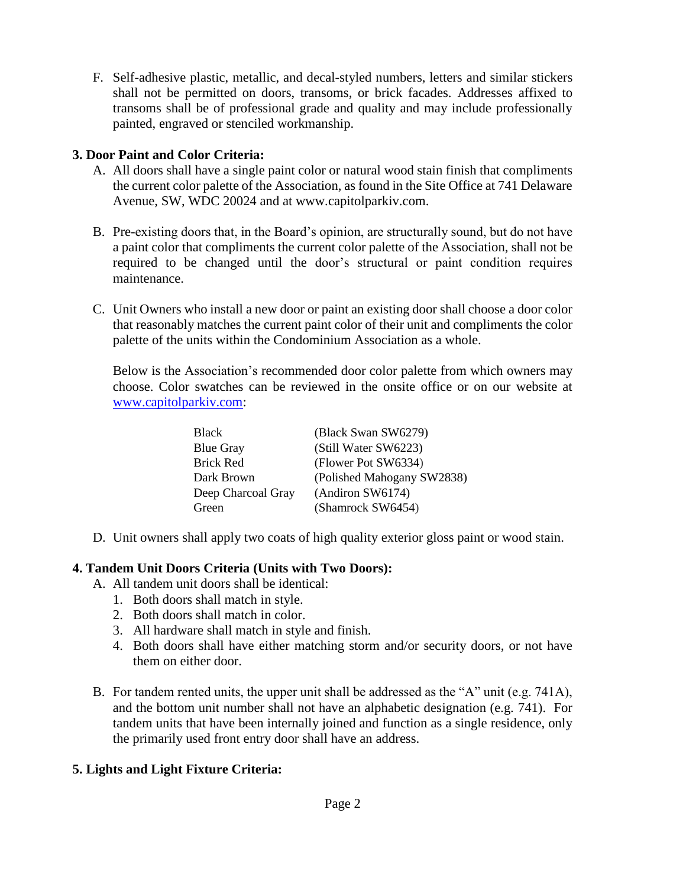F. Self-adhesive plastic, metallic, and decal-styled numbers, letters and similar stickers shall not be permitted on doors, transoms, or brick facades. Addresses affixed to transoms shall be of professional grade and quality and may include professionally painted, engraved or stenciled workmanship.

**3. Door Paint and Color Criteria:**

A. All doors shall have a single paint color or natural wood stain finish that compliments the current color palette of the Association, as found in the Site Office at 741 Delaware Avenue, SW, WDC 20024 and at www.capitolparkiv.com.

B. Pre-existing doors that, in the Board's opinion, are structurally sound, but do not have a paint color that compliments the current color palette of the Association, shall not be required to be changed until the door's structural or paint condition requires maintenance.

C. Unit Owners who install a new door or paint an existing door shall choose a door color that reasonably matches the current paint color of their unit and compliments the color palette of the units within the Condominium Association as a whole.

Below is the Association's recommended door color palette from which owners may choose. Color swatches can be reviewed in the onsite office or on our website at [www.capitolparkiv.com](http://www.capitolparkiv.com):

| | |
|---|---|
| Black | (Black Swan SW6279) |
| Blue Gray | (Still Water SW6223) |
| Brick Red | (Flower Pot SW6334) |
| Dark Brown | (Polished Mahogany SW2838) |
| Deep Charcoal Gray | (Andiron SW6174) |
| Green | (Shamrock SW6454) |

D. Unit owners shall apply two coats of high quality exterior gloss paint or wood stain.

**4. Tandem Unit Doors Criteria (Units with Two Doors):**

A. All tandem unit doors shall be identical:
1. Both doors shall match in style.
2. Both doors shall match in color.
3. All hardware shall match in style and finish.
4. Both doors shall have either matching storm and/or security doors, or not have them on either door.

B. For tandem rented units, the upper unit shall be addressed as the "A" unit (e.g. 741A), and the bottom unit number shall not have an alphabetic designation (e.g. 741). For tandem units that have been internally joined and function as a single residence, only the primarily used front entry door shall have an address.

**5. Lights and Light Fixture Criteria:**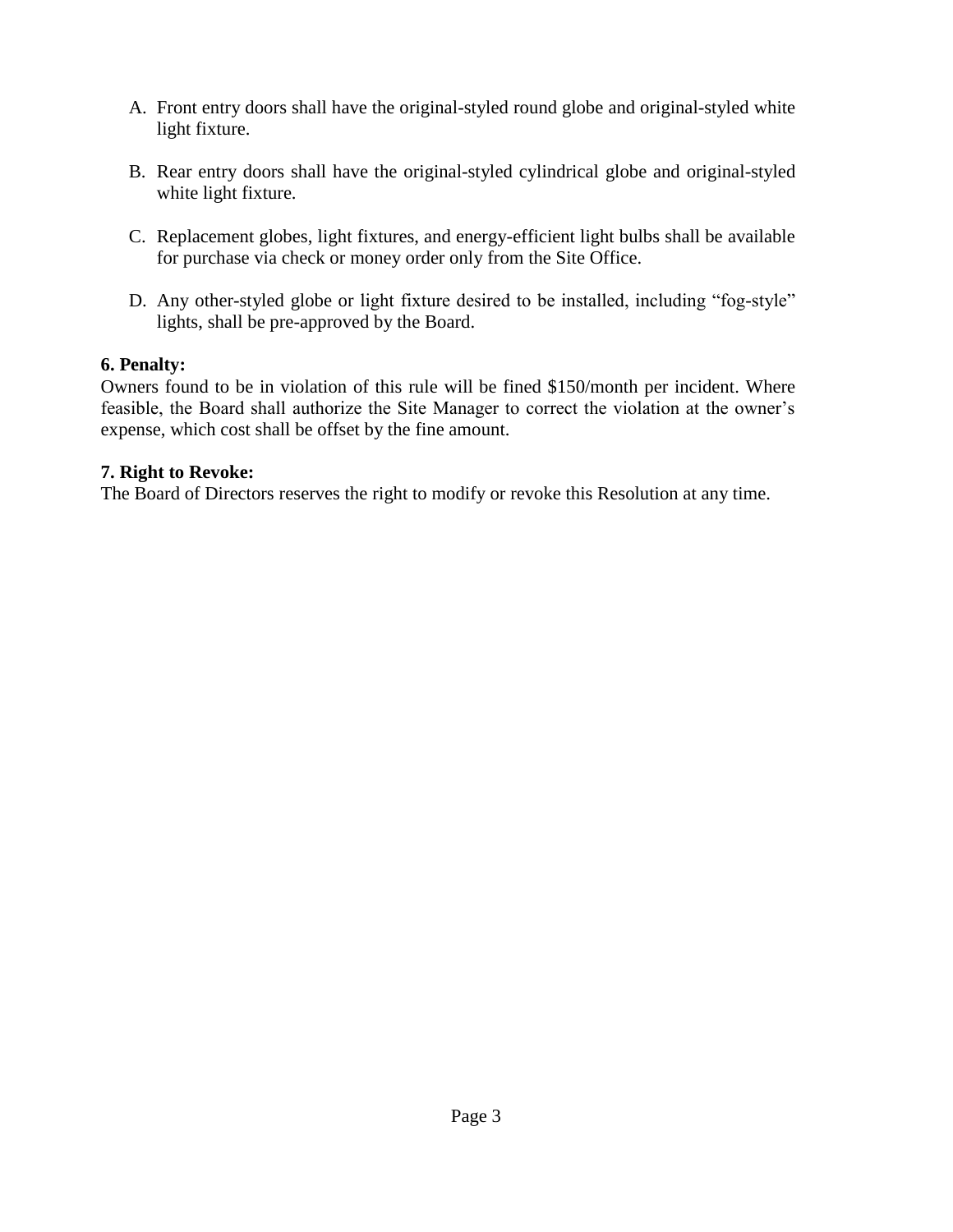A. Front entry doors shall have the original-styled round globe and original-styled white light fixture.

B. Rear entry doors shall have the original-styled cylindrical globe and original-styled white light fixture.

C. Replacement globes, light fixtures, and energy-efficient light bulbs shall be available for purchase via check or money order only from the Site Office.

D. Any other-styled globe or light fixture desired to be installed, including “fog-style” lights, shall be pre-approved by the Board.

**6. Penalty:**

Owners found to be in violation of this rule will be fined $150/month per incident. Where feasible, the Board shall authorize the Site Manager to correct the violation at the owner’s expense, which cost shall be offset by the fine amount.

**7. Right to Revoke:**

The Board of Directors reserves the right to modify or revoke this Resolution at any time.